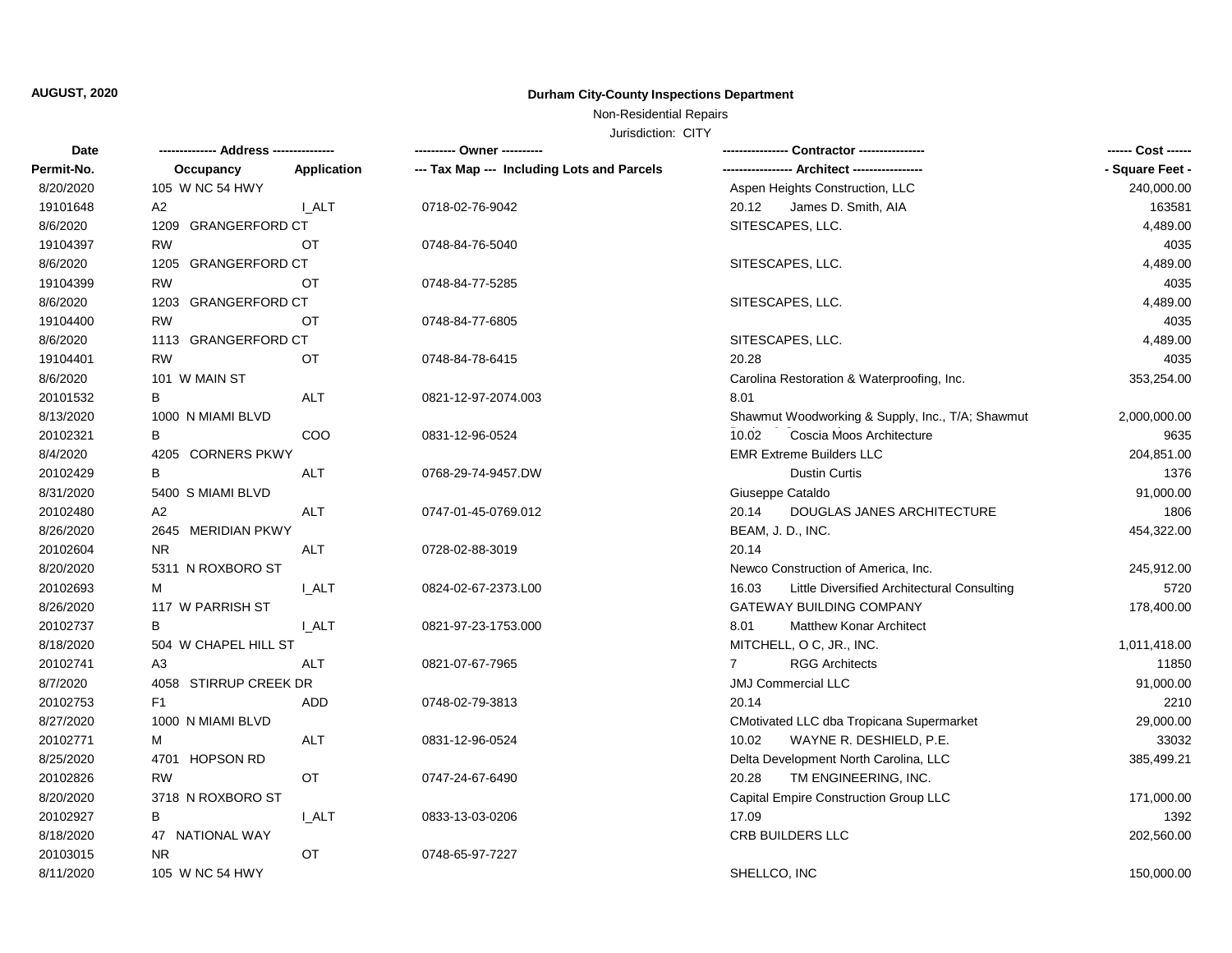**AUGUST, 2020**

**Durham City-County Inspections Department**

Non-Residential Repairs

Jurisdiction: CITY

| Date<br>Permit-No. | ------------- Address ---------------<br>Occupancy | <br>Application | ---------- Owner ----------<br>--- Tax Map --- Including Lots and Parcels | ---------------- Contractor ----------------<br>----------------- Architect ----------------- | ------ Cost ------<br>- Square Feet - |
|---|---|---|---|---|---|
| 8/20/2020 | 105 W NC 54 HWY | | | Aspen Heights Construction, LLC | 240,000.00 |
| 19101648 | A2 | I_ALT | 0718-02-76-9042 | 20.12 James D. Smith, AIA | 163581 |
| 8/6/2020 | 1209 GRANGERFORD CT | | | SITESCAPES, LLC. | 4,489.00 |
| 19104397 | RW | OT | 0748-84-76-5040 | | 4035 |
| 8/6/2020 | 1205 GRANGERFORD CT | | | SITESCAPES, LLC. | 4,489.00 |
| 19104399 | RW | OT | 0748-84-77-5285 | | 4035 |
| 8/6/2020 | 1203 GRANGERFORD CT | | | SITESCAPES, LLC. | 4,489.00 |
| 19104400 | RW | OT | 0748-84-77-6805 | | 4035 |
| 8/6/2020 | 1113 GRANGERFORD CT | | | SITESCAPES, LLC. | 4,489.00 |
| 19104401 | RW | OT | 0748-84-78-6415 | 20.28 | 4035 |
| 8/6/2020 | 101 W MAIN ST | | | Carolina Restoration & Waterproofing, Inc. | 353,254.00 |
| 20101532 | B | ALT | 0821-12-97-2074.003 | 8.01 | |
| 8/13/2020 | 1000 N MIAMI BLVD | | | Shawmut Woodworking & Supply, Inc., T/A; Shawmut | 2,000,000.00 |
| 20102321 | B | COO | 0831-12-96-0524 | 10.02 Coscia Moos Architecture | 9635 |
| 8/4/2020 | 4205 CORNERS PKWY | | | EMR Extreme Builders LLC | 204,851.00 |
| 20102429 | B | ALT | 0768-29-74-9457.DW | Dustin Curtis | 1376 |
| 8/31/2020 | 5400 S MIAMI BLVD | | | Giuseppe Cataldo | 91,000.00 |
| 20102480 | A2 | ALT | 0747-01-45-0769.012 | 20.14 DOUGLAS JANES ARCHITECTURE | 1806 |
| 8/26/2020 | 2645 MERIDIAN PKWY | | | BEAM, J. D., INC. | 454,322.00 |
| 20102604 | NR | ALT | 0728-02-88-3019 | 20.14 | |
| 8/20/2020 | 5311 N ROXBORO ST | | | Newco Construction of America, Inc. | 245,912.00 |
| 20102693 | M | I_ALT | 0824-02-67-2373.L00 | 16.03 Little Diversified Architectural Consulting | 5720 |
| 8/26/2020 | 117 W PARRISH ST | | | GATEWAY BUILDING COMPANY | 178,400.00 |
| 20102737 | B | I_ALT | 0821-97-23-1753.000 | 8.01 Matthew Konar Architect | |
| 8/18/2020 | 504 W CHAPEL HILL ST | | | MITCHELL, O C, JR., INC. | 1,011,418.00 |
| 20102741 | A3 | ALT | 0821-07-67-7965 | 7 RGG Architects | 11850 |
| 8/7/2020 | 4058 STIRRUP CREEK DR | | | JMJ Commercial LLC | 91,000.00 |
| 20102753 | F1 | ADD | 0748-02-79-3813 | 20.14 | 2210 |
| 8/27/2020 | 1000 N MIAMI BLVD | | | CMotivated LLC dba Tropicana Supermarket | 29,000.00 |
| 20102771 | M | ALT | 0831-12-96-0524 | 10.02 WAYNE R. DESHIELD, P.E. | 33032 |
| 8/25/2020 | 4701 HOPSON RD | | | Delta Development North Carolina, LLC | 385,499.21 |
| 20102826 | RW | OT | 0747-24-67-6490 | 20.28 TM ENGINEERING, INC. | |
| 8/20/2020 | 3718 N ROXBORO ST | | | Capital Empire Construction Group LLC | 171,000.00 |
| 20102927 | B | I_ALT | 0833-13-03-0206 | 17.09 | 1392 |
| 8/18/2020 | 47 NATIONAL WAY | | | CRB BUILDERS LLC | 202,560.00 |
| 20103015 | NR | OT | 0748-65-97-7227 | | |
| 8/11/2020 | 105 W NC 54 HWY | | | SHELLCO, INC | 150,000.00 |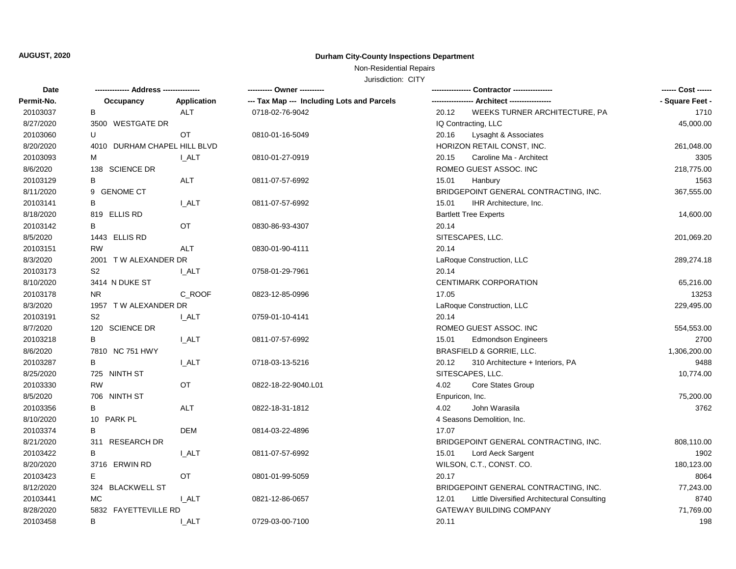**AUGUST, 2020**

**Durham City-County Inspections Department**

Non-Residential Repairs

Jurisdiction: CITY

| Date | ------------- Address -------------- | | ---------- Owner ---------- | ---------------- Contractor ---------------- | ------ Cost ------ |
|---|---|---|---|---|---|
| Permit-No. | Occupancy | Application | --- Tax Map --- Including Lots and Parcels | ---------------- Architect ---------------- | - Square Feet - |
| 20103037 | B | ALT | 0718-02-76-9042 | 20.12 WEEKS TURNER ARCHITECTURE, PA | 1710 |
| 8/27/2020 | 3500 WESTGATE DR | | | IQ Contracting, LLC | 45,000.00 |
| 20103060 | U | OT | 0810-01-16-5049 | 20.16 Lysaght & Associates | |
| 8/20/2020 | 4010 DURHAM CHAPEL HILL BLVD | | | HORIZON RETAIL CONST, INC. | 261,048.00 |
| 20103093 | M | I_ALT | 0810-01-27-0919 | 20.15 Caroline Ma - Architect | 3305 |
| 8/6/2020 | 138 SCIENCE DR | | | ROMEO GUEST ASSOC. INC | 218,775.00 |
| 20103129 | B | ALT | 0811-07-57-6992 | 15.01 Hanbury | 1563 |
| 8/11/2020 | 9 GENOME CT | | | BRIDGEPOINT GENERAL CONTRACTING, INC. | 367,555.00 |
| 20103141 | B | I_ALT | 0811-07-57-6992 | 15.01 IHR Architecture, Inc. | |
| 8/18/2020 | 819 ELLIS RD | | | Bartlett Tree Experts | 14,600.00 |
| 20103142 | B | OT | 0830-86-93-4307 | 20.14 | |
| 8/5/2020 | 1443 ELLIS RD | | | SITESCAPES, LLC. | 201,069.20 |
| 20103151 | RW | ALT | 0830-01-90-4111 | 20.14 | |
| 8/3/2020 | 2001 T W ALEXANDER DR | | | LaRoque Construction, LLC | 289,274.18 |
| 20103173 | S2 | I_ALT | 0758-01-29-7961 | 20.14 | |
| 8/10/2020 | 3414 N DUKE ST | | | CENTIMARK CORPORATION | 65,216.00 |
| 20103178 | NR | C_ROOF | 0823-12-85-0996 | 17.05 | 13253 |
| 8/3/2020 | 1957 T W ALEXANDER DR | | | LaRoque Construction, LLC | 229,495.00 |
| 20103191 | S2 | I_ALT | 0759-01-10-4141 | 20.14 | |
| 8/7/2020 | 120 SCIENCE DR | | | ROMEO GUEST ASSOC. INC | 554,553.00 |
| 20103218 | B | I_ALT | 0811-07-57-6992 | 15.01 Edmondson Engineers | 2700 |
| 8/6/2020 | 7810 NC 751 HWY | | | BRASFIELD & GORRIE, LLC. | 1,306,200.00 |
| 20103287 | B | I_ALT | 0718-03-13-5216 | 20.12 310 Architecture + Interiors, PA | 9488 |
| 8/25/2020 | 725 NINTH ST | | | SITESCAPES, LLC. | 10,774.00 |
| 20103330 | RW | OT | 0822-18-22-9040.L01 | 4.02 Core States Group | |
| 8/5/2020 | 706 NINTH ST | | | Enpuricon, Inc. | 75,200.00 |
| 20103356 | B | ALT | 0822-18-31-1812 | 4.02 John Warasila | 3762 |
| 8/10/2020 | 10 PARK PL | | | 4 Seasons Demolition, Inc. | |
| 20103374 | B | DEM | 0814-03-22-4896 | 17.07 | |
| 8/21/2020 | 311 RESEARCH DR | | | BRIDGEPOINT GENERAL CONTRACTING, INC. | 808,110.00 |
| 20103422 | B | I_ALT | 0811-07-57-6992 | 15.01 Lord Aeck Sargent | 1902 |
| 8/20/2020 | 3716 ERWIN RD | | | WILSON, C.T., CONST. CO. | 180,123.00 |
| 20103423 | E | OT | 0801-01-99-5059 | 20.17 | 8064 |
| 8/12/2020 | 324 BLACKWELL ST | | | BRIDGEPOINT GENERAL CONTRACTING, INC. | 77,243.00 |
| 20103441 | MC | I_ALT | 0821-12-86-0657 | 12.01 Little Diversified Architectural Consulting | 8740 |
| 8/28/2020 | 5832 FAYETTEVILLE RD | | | GATEWAY BUILDING COMPANY | 71,769.00 |
| 20103458 | B | I_ALT | 0729-03-00-7100 | 20.11 | 198 |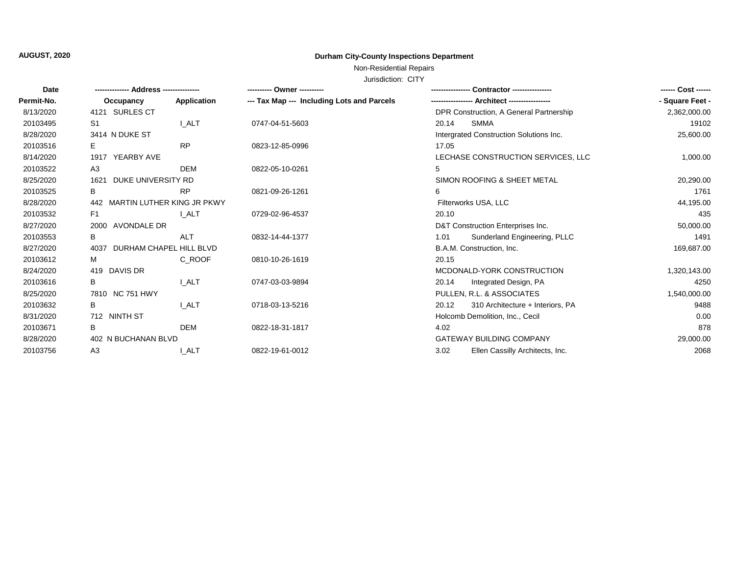**AUGUST, 2020**

**Durham City-County Inspections Department**

Non-Residential Repairs

Jurisdiction: CITY

| Date<br>Permit-No. | ------------- Address ---------------<br>Occupancy | <br>Application | ---------- Owner ----------<br>--- Tax Map --- Including Lots and Parcels | ---------------- Contractor ----------------<br>----------------- Architect ----------------- | ------ Cost ------<br>- Square Feet - |
|---|---|---|---|---|---|
| 8/13/2020<br>20103495 | 4121 SURLES CT<br>S1 | <br>I_ALT | <br>0747-04-51-5603 | DPR Construction, A General Partnership<br>20.14 SMMA | 2,362,000.00<br>19102 |
| 8/28/2020<br>20103516 | 3414 N DUKE ST<br>E | <br>RP | <br>0823-12-85-0996 | Intergrated Construction Solutions Inc.<br>17.05 | 25,600.00 |
| 8/14/2020<br>20103522 | 1917 YEARBY AVE<br>A3 | <br>DEM | <br>0822-05-10-0261 | LECHASE CONSTRUCTION SERVICES, LLC<br>5 | 1,000.00 |
| 8/25/2020<br>20103525 | 1621 DUKE UNIVERSITY RD<br>B | <br>RP | <br>0821-09-26-1261 | SIMON ROOFING & SHEET METAL<br>6 | 20,290.00<br>1761 |
| 8/28/2020<br>20103532 | 442 MARTIN LUTHER KING JR PKWY<br>F1 | <br>I_ALT | <br>0729-02-96-4537 | Filterworks USA, LLC<br>20.10 | 44,195.00<br>435 |
| 8/27/2020<br>20103553 | 2000 AVONDALE DR<br>B | <br>ALT | <br>0832-14-44-1377 | D&T Construction Enterprises Inc.<br>1.01 Sunderland Engineering, PLLC | 50,000.00<br>1491 |
| 8/27/2020<br>20103612 | 4037 DURHAM CHAPEL HILL BLVD<br>M | <br>C_ROOF | <br>0810-10-26-1619 | B.A.M. Construction, Inc.<br>20.15 | 169,687.00 |
| 8/24/2020<br>20103616 | 419 DAVIS DR<br>B | <br>I_ALT | <br>0747-03-03-9894 | MCDONALD-YORK CONSTRUCTION<br>20.14 Integrated Design, PA | 1,320,143.00<br>4250 |
| 8/25/2020<br>20103632 | 7810 NC 751 HWY<br>B | <br>I_ALT | <br>0718-03-13-5216 | PULLEN, R.L. & ASSOCIATES<br>20.12 310 Architecture + Interiors, PA | 1,540,000.00<br>9488 |
| 8/31/2020<br>20103671 | 712 NINTH ST<br>B | <br>DEM | <br>0822-18-31-1817 | Holcomb Demolition, Inc., Cecil<br>4.02 | 0.00<br>878 |
| 8/28/2020<br>20103756 | 402 N BUCHANAN BLVD<br>A3 | <br>I_ALT | <br>0822-19-61-0012 | GATEWAY BUILDING COMPANY<br>3.02 Ellen Cassilly Architects, Inc. | 29,000.00<br>2068 |